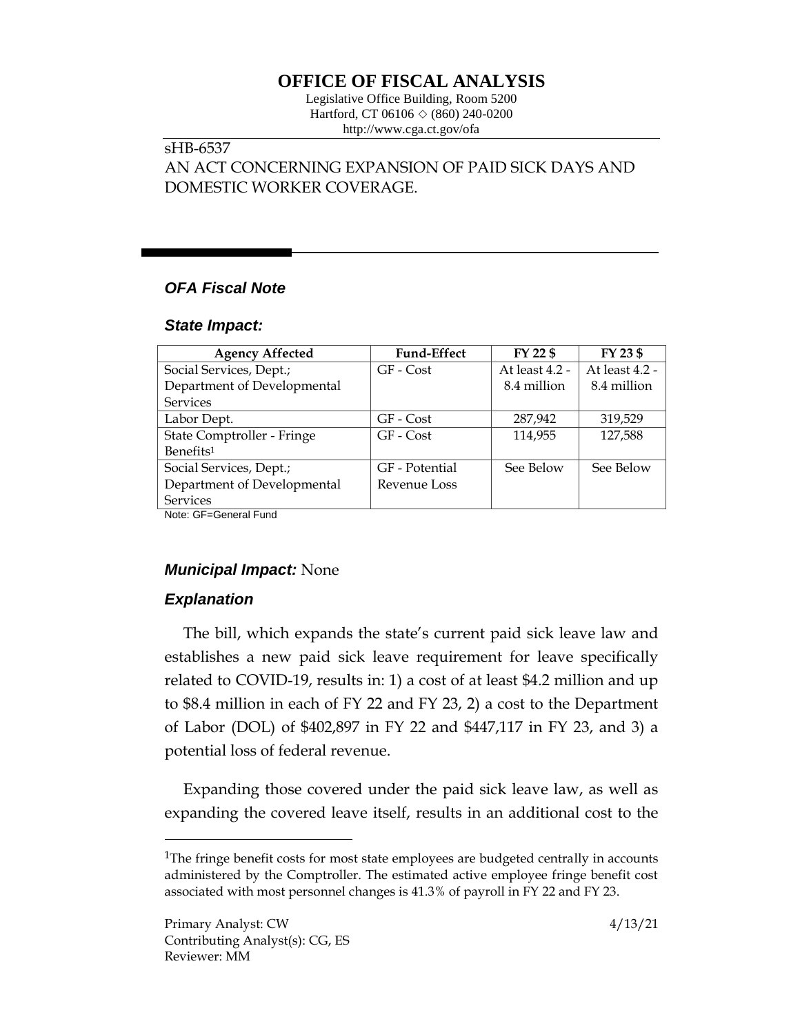# OFFICE OF FISCAL ANALYSIS

Legislative Office Building, Room 5200
Hartford, CT 06106 ◇ (860) 240-0200
http://www.cga.ct.gov/ofa

sHB-6537
AN ACT CONCERNING EXPANSION OF PAID SICK DAYS AND DOMESTIC WORKER COVERAGE.

## *OFA Fiscal Note*

### *State Impact:*

| Agency Affected | Fund-Effect | FY 22 $ | FY 23 $ |
|---|---|---|---|
| Social Services, Dept.; Department of Developmental Services | GF - Cost | At least 4.2 - 8.4 million | At least 4.2 - 8.4 million |
| Labor Dept. | GF - Cost | 287,942 | 319,529 |
| State Comptroller - Fringe Benefits[1] | GF - Cost | 114,955 | 127,588 |
| Social Services, Dept.; Department of Developmental Services | GF - Potential Revenue Loss | See Below | See Below |

Note: GF=General Fund

### *Municipal Impact:* None

### *Explanation*

The bill, which expands the state's current paid sick leave law and establishes a new paid sick leave requirement for leave specifically related to COVID-19, results in: 1) a cost of at least $4.2 million and up to $8.4 million in each of FY 22 and FY 23, 2) a cost to the Department of Labor (DOL) of $402,897 in FY 22 and $447,117 in FY 23, and 3) a potential loss of federal revenue.

Expanding those covered under the paid sick leave law, as well as expanding the covered leave itself, results in an additional cost to the

[1]The fringe benefit costs for most state employees are budgeted centrally in accounts administered by the Comptroller. The estimated active employee fringe benefit cost associated with most personnel changes is 41.3% of payroll in FY 22 and FY 23.

Primary Analyst: CW
Contributing Analyst(s): CG, ES
Reviewer: MM

4/13/21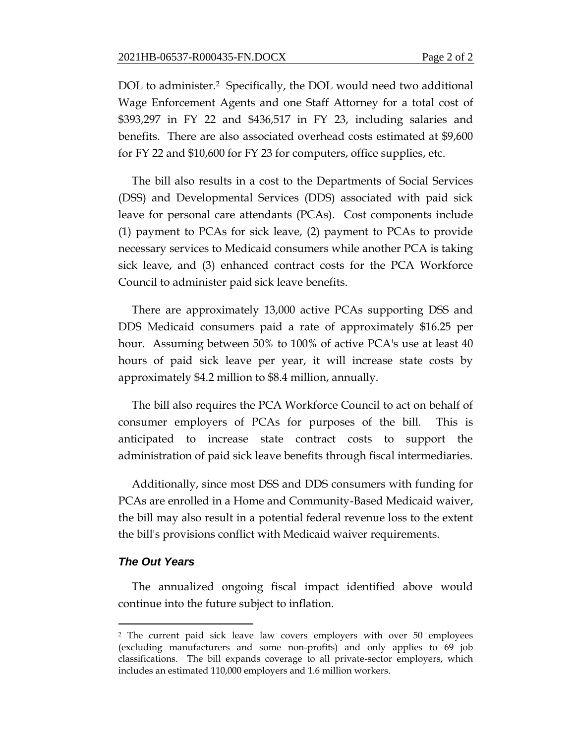DOL to administer.[2] Specifically, the DOL would need two additional Wage Enforcement Agents and one Staff Attorney for a total cost of $393,297 in FY 22 and $436,517 in FY 23, including salaries and benefits. There are also associated overhead costs estimated at $9,600 for FY 22 and $10,600 for FY 23 for computers, office supplies, etc.

The bill also results in a cost to the Departments of Social Services (DSS) and Developmental Services (DDS) associated with paid sick leave for personal care attendants (PCAs). Cost components include (1) payment to PCAs for sick leave, (2) payment to PCAs to provide necessary services to Medicaid consumers while another PCA is taking sick leave, and (3) enhanced contract costs for the PCA Workforce Council to administer paid sick leave benefits.

There are approximately 13,000 active PCAs supporting DSS and DDS Medicaid consumers paid a rate of approximately $16.25 per hour. Assuming between 50% to 100% of active PCA's use at least 40 hours of paid sick leave per year, it will increase state costs by approximately $4.2 million to $8.4 million, annually.

The bill also requires the PCA Workforce Council to act on behalf of consumer employers of PCAs for purposes of the bill. This is anticipated to increase state contract costs to support the administration of paid sick leave benefits through fiscal intermediaries.

Additionally, since most DSS and DDS consumers with funding for PCAs are enrolled in a Home and Community-Based Medicaid waiver, the bill may also result in a potential federal revenue loss to the extent the bill's provisions conflict with Medicaid waiver requirements.

### *The Out Years*

The annualized ongoing fiscal impact identified above would continue into the future subject to inflation.

---

[2] The current paid sick leave law covers employers with over 50 employees (excluding manufacturers and some non-profits) and only applies to 69 job classifications. The bill expands coverage to all private-sector employers, which includes an estimated 110,000 employers and 1.6 million workers.